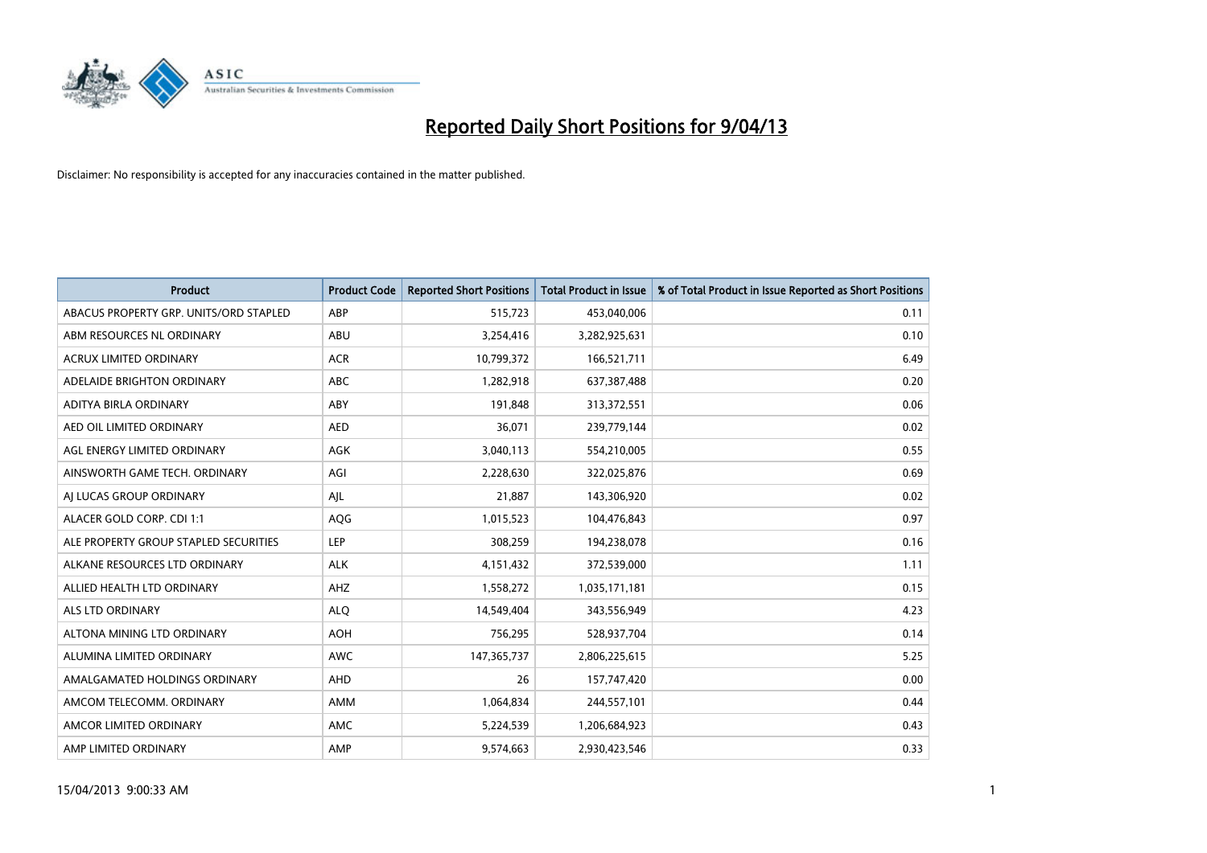# Reported Daily Short Positions for 9/04/13

Disclaimer: No responsibility is accepted for any inaccuracies contained in the matter published.

| Product | Product Code | Reported Short Positions | Total Product in Issue | % of Total Product in Issue Reported as Short Positions |
|---|---|---|---|---|
| ABACUS PROPERTY GRP. UNITS/ORD STAPLED | ABP | 515,723 | 453,040,006 | 0.11 |
| ABM RESOURCES NL ORDINARY | ABU | 3,254,416 | 3,282,925,631 | 0.10 |
| ACRUX LIMITED ORDINARY | ACR | 10,799,372 | 166,521,711 | 6.49 |
| ADELAIDE BRIGHTON ORDINARY | ABC | 1,282,918 | 637,387,488 | 0.20 |
| ADITYA BIRLA ORDINARY | ABY | 191,848 | 313,372,551 | 0.06 |
| AED OIL LIMITED ORDINARY | AED | 36,071 | 239,779,144 | 0.02 |
| AGL ENERGY LIMITED ORDINARY | AGK | 3,040,113 | 554,210,005 | 0.55 |
| AINSWORTH GAME TECH. ORDINARY | AGI | 2,228,630 | 322,025,876 | 0.69 |
| AJ LUCAS GROUP ORDINARY | AJL | 21,887 | 143,306,920 | 0.02 |
| ALACER GOLD CORP. CDI 1:1 | AQG | 1,015,523 | 104,476,843 | 0.97 |
| ALE PROPERTY GROUP STAPLED SECURITIES | LEP | 308,259 | 194,238,078 | 0.16 |
| ALKANE RESOURCES LTD ORDINARY | ALK | 4,151,432 | 372,539,000 | 1.11 |
| ALLIED HEALTH LTD ORDINARY | AHZ | 1,558,272 | 1,035,171,181 | 0.15 |
| ALS LTD ORDINARY | ALQ | 14,549,404 | 343,556,949 | 4.23 |
| ALTONA MINING LTD ORDINARY | AOH | 756,295 | 528,937,704 | 0.14 |
| ALUMINA LIMITED ORDINARY | AWC | 147,365,737 | 2,806,225,615 | 5.25 |
| AMALGAMATED HOLDINGS ORDINARY | AHD | 26 | 157,747,420 | 0.00 |
| AMCOM TELECOMM. ORDINARY | AMM | 1,064,834 | 244,557,101 | 0.44 |
| AMCOR LIMITED ORDINARY | AMC | 5,224,539 | 1,206,684,923 | 0.43 |
| AMP LIMITED ORDINARY | AMP | 9,574,663 | 2,930,423,546 | 0.33 |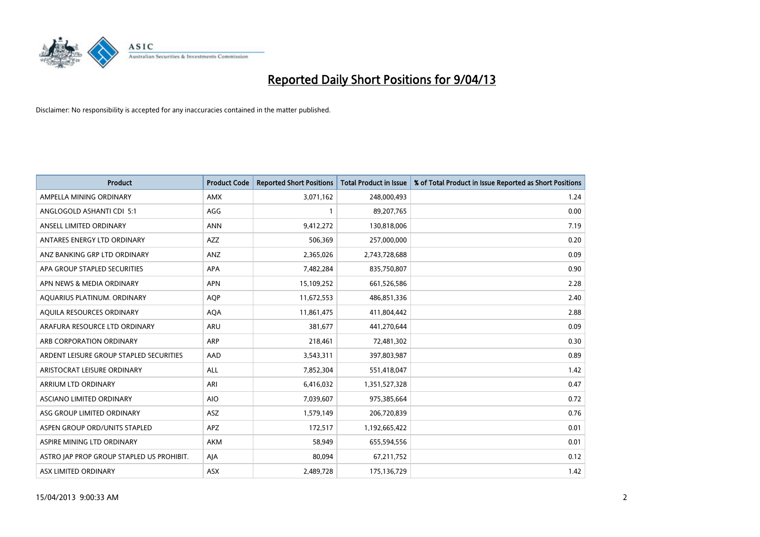# Reported Daily Short Positions for 9/04/13

Disclaimer: No responsibility is accepted for any inaccuracies contained in the matter published.

| Product | Product Code | Reported Short Positions | Total Product in Issue | % of Total Product in Issue Reported as Short Positions |
|---|---|---|---|---|
| AMPELLA MINING ORDINARY | AMX | 3,071,162 | 248,000,493 | 1.24 |
| ANGLOGOLD ASHANTI CDI 5:1 | AGG | 1 | 89,207,765 | 0.00 |
| ANSELL LIMITED ORDINARY | ANN | 9,412,272 | 130,818,006 | 7.19 |
| ANTARES ENERGY LTD ORDINARY | AZZ | 506,369 | 257,000,000 | 0.20 |
| ANZ BANKING GRP LTD ORDINARY | ANZ | 2,365,026 | 2,743,728,688 | 0.09 |
| APA GROUP STAPLED SECURITIES | APA | 7,482,284 | 835,750,807 | 0.90 |
| APN NEWS & MEDIA ORDINARY | APN | 15,109,252 | 661,526,586 | 2.28 |
| AQUARIUS PLATINUM. ORDINARY | AQP | 11,672,553 | 486,851,336 | 2.40 |
| AQUILA RESOURCES ORDINARY | AQA | 11,861,475 | 411,804,442 | 2.88 |
| ARAFURA RESOURCE LTD ORDINARY | ARU | 381,677 | 441,270,644 | 0.09 |
| ARB CORPORATION ORDINARY | ARP | 218,461 | 72,481,302 | 0.30 |
| ARDENT LEISURE GROUP STAPLED SECURITIES | AAD | 3,543,311 | 397,803,987 | 0.89 |
| ARISTOCRAT LEISURE ORDINARY | ALL | 7,852,304 | 551,418,047 | 1.42 |
| ARRIUM LTD ORDINARY | ARI | 6,416,032 | 1,351,527,328 | 0.47 |
| ASCIANO LIMITED ORDINARY | AIO | 7,039,607 | 975,385,664 | 0.72 |
| ASG GROUP LIMITED ORDINARY | ASZ | 1,579,149 | 206,720,839 | 0.76 |
| ASPEN GROUP ORD/UNITS STAPLED | APZ | 172,517 | 1,192,665,422 | 0.01 |
| ASPIRE MINING LTD ORDINARY | AKM | 58,949 | 655,594,556 | 0.01 |
| ASTRO JAP PROP GROUP STAPLED US PROHIBIT. | AJA | 80,094 | 67,211,752 | 0.12 |
| ASX LIMITED ORDINARY | ASX | 2,489,728 | 175,136,729 | 1.42 |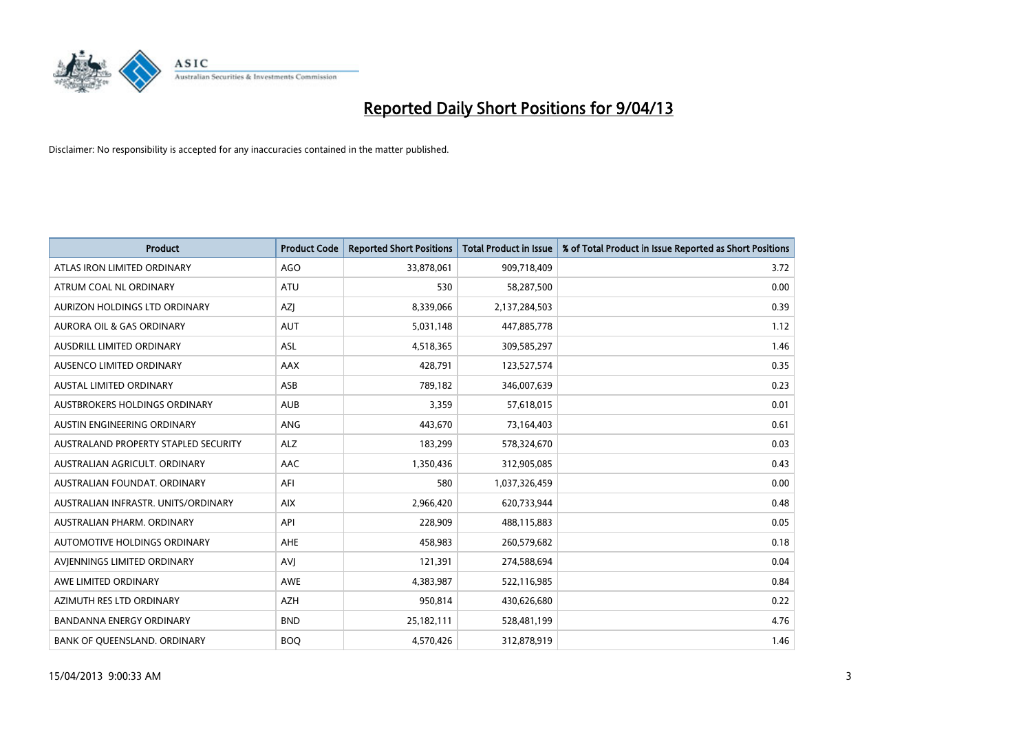# Reported Daily Short Positions for 9/04/13

Disclaimer: No responsibility is accepted for any inaccuracies contained in the matter published.

| Product | Product Code | Reported Short Positions | Total Product in Issue | % of Total Product in Issue Reported as Short Positions |
| --- | --- | --- | --- | --- |
| ATLAS IRON LIMITED ORDINARY | AGO | 33,878,061 | 909,718,409 | 3.72 |
| ATRUM COAL NL ORDINARY | ATU | 530 | 58,287,500 | 0.00 |
| AURIZON HOLDINGS LTD ORDINARY | AZJ | 8,339,066 | 2,137,284,503 | 0.39 |
| AURORA OIL & GAS ORDINARY | AUT | 5,031,148 | 447,885,778 | 1.12 |
| AUSDRILL LIMITED ORDINARY | ASL | 4,518,365 | 309,585,297 | 1.46 |
| AUSENCO LIMITED ORDINARY | AAX | 428,791 | 123,527,574 | 0.35 |
| AUSTAL LIMITED ORDINARY | ASB | 789,182 | 346,007,639 | 0.23 |
| AUSTBROKERS HOLDINGS ORDINARY | AUB | 3,359 | 57,618,015 | 0.01 |
| AUSTIN ENGINEERING ORDINARY | ANG | 443,670 | 73,164,403 | 0.61 |
| AUSTRALAND PROPERTY STAPLED SECURITY | ALZ | 183,299 | 578,324,670 | 0.03 |
| AUSTRALIAN AGRICULT. ORDINARY | AAC | 1,350,436 | 312,905,085 | 0.43 |
| AUSTRALIAN FOUNDAT. ORDINARY | AFI | 580 | 1,037,326,459 | 0.00 |
| AUSTRALIAN INFRASTR. UNITS/ORDINARY | AIX | 2,966,420 | 620,733,944 | 0.48 |
| AUSTRALIAN PHARM. ORDINARY | API | 228,909 | 488,115,883 | 0.05 |
| AUTOMOTIVE HOLDINGS ORDINARY | AHE | 458,983 | 260,579,682 | 0.18 |
| AVJENNINGS LIMITED ORDINARY | AVJ | 121,391 | 274,588,694 | 0.04 |
| AWE LIMITED ORDINARY | AWE | 4,383,987 | 522,116,985 | 0.84 |
| AZIMUTH RES LTD ORDINARY | AZH | 950,814 | 430,626,680 | 0.22 |
| BANDANNA ENERGY ORDINARY | BND | 25,182,111 | 528,481,199 | 4.76 |
| BANK OF QUEENSLAND. ORDINARY | BOQ | 4,570,426 | 312,878,919 | 1.46 |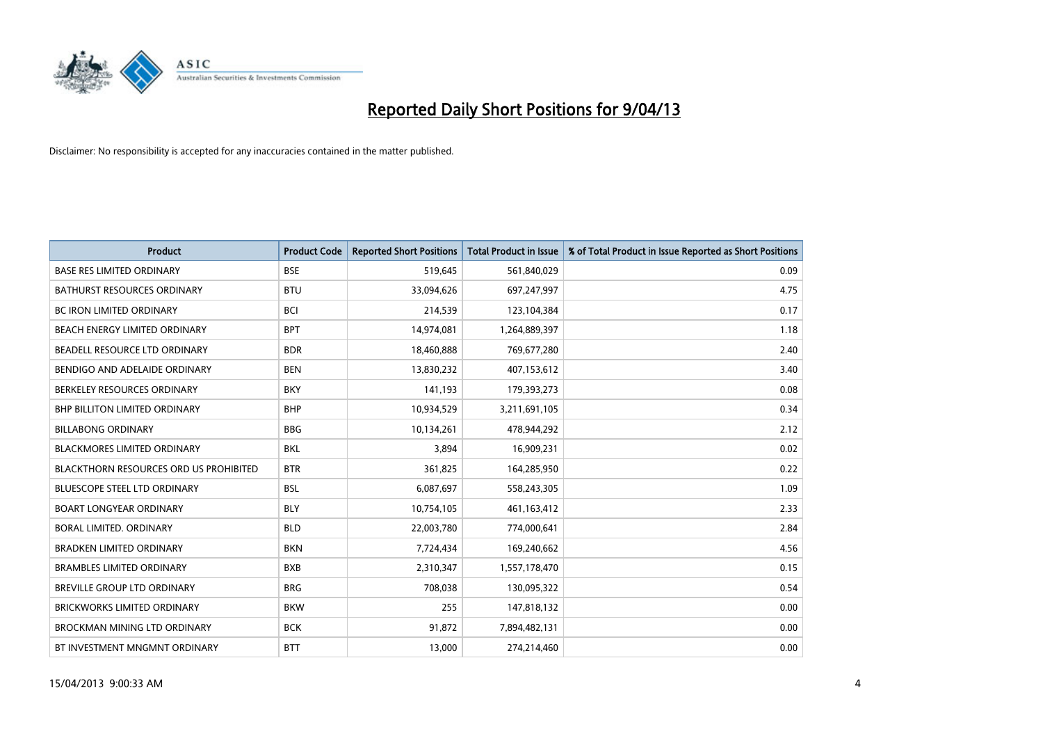# Reported Daily Short Positions for 9/04/13

Disclaimer: No responsibility is accepted for any inaccuracies contained in the matter published.

| Product | Product Code | Reported Short Positions | Total Product in Issue | % of Total Product in Issue Reported as Short Positions |
|---|---|---|---|---|
| BASE RES LIMITED ORDINARY | BSE | 519,645 | 561,840,029 | 0.09 |
| BATHURST RESOURCES ORDINARY | BTU | 33,094,626 | 697,247,997 | 4.75 |
| BC IRON LIMITED ORDINARY | BCI | 214,539 | 123,104,384 | 0.17 |
| BEACH ENERGY LIMITED ORDINARY | BPT | 14,974,081 | 1,264,889,397 | 1.18 |
| BEADELL RESOURCE LTD ORDINARY | BDR | 18,460,888 | 769,677,280 | 2.40 |
| BENDIGO AND ADELAIDE ORDINARY | BEN | 13,830,232 | 407,153,612 | 3.40 |
| BERKELEY RESOURCES ORDINARY | BKY | 141,193 | 179,393,273 | 0.08 |
| BHP BILLITON LIMITED ORDINARY | BHP | 10,934,529 | 3,211,691,105 | 0.34 |
| BILLABONG ORDINARY | BBG | 10,134,261 | 478,944,292 | 2.12 |
| BLACKMORES LIMITED ORDINARY | BKL | 3,894 | 16,909,231 | 0.02 |
| BLACKTHORN RESOURCES ORD US PROHIBITED | BTR | 361,825 | 164,285,950 | 0.22 |
| BLUESCOPE STEEL LTD ORDINARY | BSL | 6,087,697 | 558,243,305 | 1.09 |
| BOART LONGYEAR ORDINARY | BLY | 10,754,105 | 461,163,412 | 2.33 |
| BORAL LIMITED. ORDINARY | BLD | 22,003,780 | 774,000,641 | 2.84 |
| BRADKEN LIMITED ORDINARY | BKN | 7,724,434 | 169,240,662 | 4.56 |
| BRAMBLES LIMITED ORDINARY | BXB | 2,310,347 | 1,557,178,470 | 0.15 |
| BREVILLE GROUP LTD ORDINARY | BRG | 708,038 | 130,095,322 | 0.54 |
| BRICKWORKS LIMITED ORDINARY | BKW | 255 | 147,818,132 | 0.00 |
| BROCKMAN MINING LTD ORDINARY | BCK | 91,872 | 7,894,482,131 | 0.00 |
| BT INVESTMENT MNGMNT ORDINARY | BTT | 13,000 | 274,214,460 | 0.00 |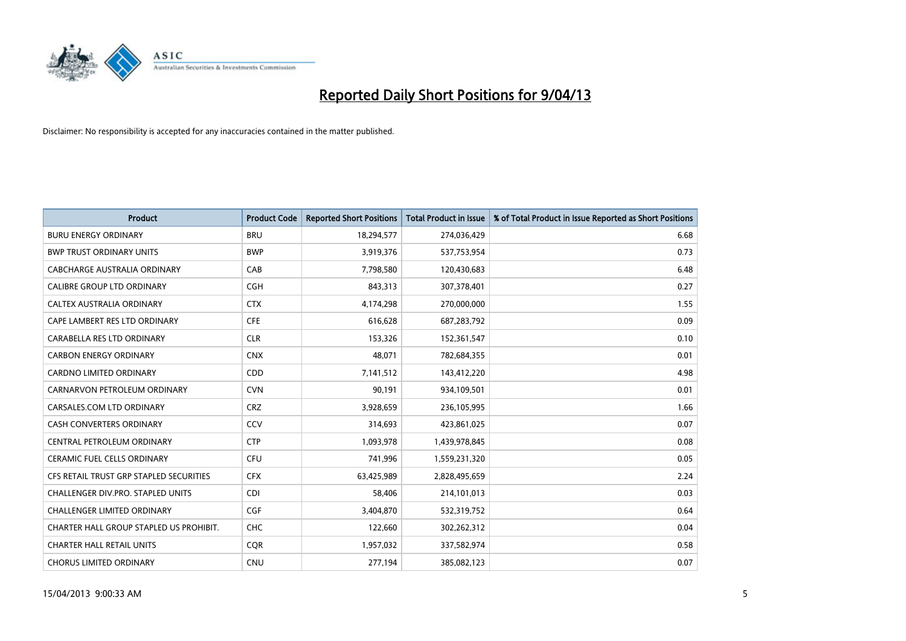# Reported Daily Short Positions for 9/04/13

Disclaimer: No responsibility is accepted for any inaccuracies contained in the matter published.

| Product | Product Code | Reported Short Positions | Total Product in Issue | % of Total Product in Issue Reported as Short Positions |
|---|---|---|---|---|
| BURU ENERGY ORDINARY | BRU | 18,294,577 | 274,036,429 | 6.68 |
| BWP TRUST ORDINARY UNITS | BWP | 3,919,376 | 537,753,954 | 0.73 |
| CABCHARGE AUSTRALIA ORDINARY | CAB | 7,798,580 | 120,430,683 | 6.48 |
| CALIBRE GROUP LTD ORDINARY | CGH | 843,313 | 307,378,401 | 0.27 |
| CALTEX AUSTRALIA ORDINARY | CTX | 4,174,298 | 270,000,000 | 1.55 |
| CAPE LAMBERT RES LTD ORDINARY | CFE | 616,628 | 687,283,792 | 0.09 |
| CARABELLA RES LTD ORDINARY | CLR | 153,326 | 152,361,547 | 0.10 |
| CARBON ENERGY ORDINARY | CNX | 48,071 | 782,684,355 | 0.01 |
| CARDNO LIMITED ORDINARY | CDD | 7,141,512 | 143,412,220 | 4.98 |
| CARNARVON PETROLEUM ORDINARY | CVN | 90,191 | 934,109,501 | 0.01 |
| CARSALES.COM LTD ORDINARY | CRZ | 3,928,659 | 236,105,995 | 1.66 |
| CASH CONVERTERS ORDINARY | CCV | 314,693 | 423,861,025 | 0.07 |
| CENTRAL PETROLEUM ORDINARY | CTP | 1,093,978 | 1,439,978,845 | 0.08 |
| CERAMIC FUEL CELLS ORDINARY | CFU | 741,996 | 1,559,231,320 | 0.05 |
| CFS RETAIL TRUST GRP STAPLED SECURITIES | CFX | 63,425,989 | 2,828,495,659 | 2.24 |
| CHALLENGER DIV.PRO. STAPLED UNITS | CDI | 58,406 | 214,101,013 | 0.03 |
| CHALLENGER LIMITED ORDINARY | CGF | 3,404,870 | 532,319,752 | 0.64 |
| CHARTER HALL GROUP STAPLED US PROHIBIT. | CHC | 122,660 | 302,262,312 | 0.04 |
| CHARTER HALL RETAIL UNITS | CQR | 1,957,032 | 337,582,974 | 0.58 |
| CHORUS LIMITED ORDINARY | CNU | 277,194 | 385,082,123 | 0.07 |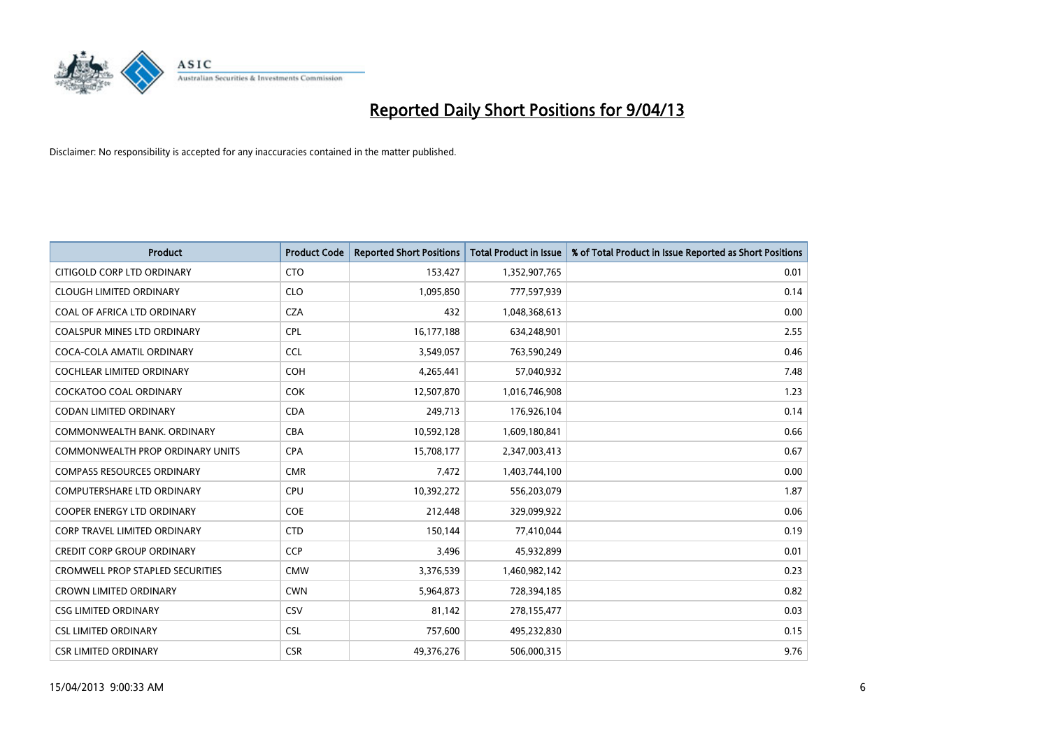# Reported Daily Short Positions for 9/04/13

Disclaimer: No responsibility is accepted for any inaccuracies contained in the matter published.

| Product | Product Code | Reported Short Positions | Total Product in Issue | % of Total Product in Issue Reported as Short Positions |
|---|---|---|---|---|
| CITIGOLD CORP LTD ORDINARY | CTO | 153,427 | 1,352,907,765 | 0.01 |
| CLOUGH LIMITED ORDINARY | CLO | 1,095,850 | 777,597,939 | 0.14 |
| COAL OF AFRICA LTD ORDINARY | CZA | 432 | 1,048,368,613 | 0.00 |
| COALSPUR MINES LTD ORDINARY | CPL | 16,177,188 | 634,248,901 | 2.55 |
| COCA-COLA AMATIL ORDINARY | CCL | 3,549,057 | 763,590,249 | 0.46 |
| COCHLEAR LIMITED ORDINARY | COH | 4,265,441 | 57,040,932 | 7.48 |
| COCKATOO COAL ORDINARY | COK | 12,507,870 | 1,016,746,908 | 1.23 |
| CODAN LIMITED ORDINARY | CDA | 249,713 | 176,926,104 | 0.14 |
| COMMONWEALTH BANK. ORDINARY | CBA | 10,592,128 | 1,609,180,841 | 0.66 |
| COMMONWEALTH PROP ORDINARY UNITS | CPA | 15,708,177 | 2,347,003,413 | 0.67 |
| COMPASS RESOURCES ORDINARY | CMR | 7,472 | 1,403,744,100 | 0.00 |
| COMPUTERSHARE LTD ORDINARY | CPU | 10,392,272 | 556,203,079 | 1.87 |
| COOPER ENERGY LTD ORDINARY | COE | 212,448 | 329,099,922 | 0.06 |
| CORP TRAVEL LIMITED ORDINARY | CTD | 150,144 | 77,410,044 | 0.19 |
| CREDIT CORP GROUP ORDINARY | CCP | 3,496 | 45,932,899 | 0.01 |
| CROMWELL PROP STAPLED SECURITIES | CMW | 3,376,539 | 1,460,982,142 | 0.23 |
| CROWN LIMITED ORDINARY | CWN | 5,964,873 | 728,394,185 | 0.82 |
| CSG LIMITED ORDINARY | CSV | 81,142 | 278,155,477 | 0.03 |
| CSL LIMITED ORDINARY | CSL | 757,600 | 495,232,830 | 0.15 |
| CSR LIMITED ORDINARY | CSR | 49,376,276 | 506,000,315 | 9.76 |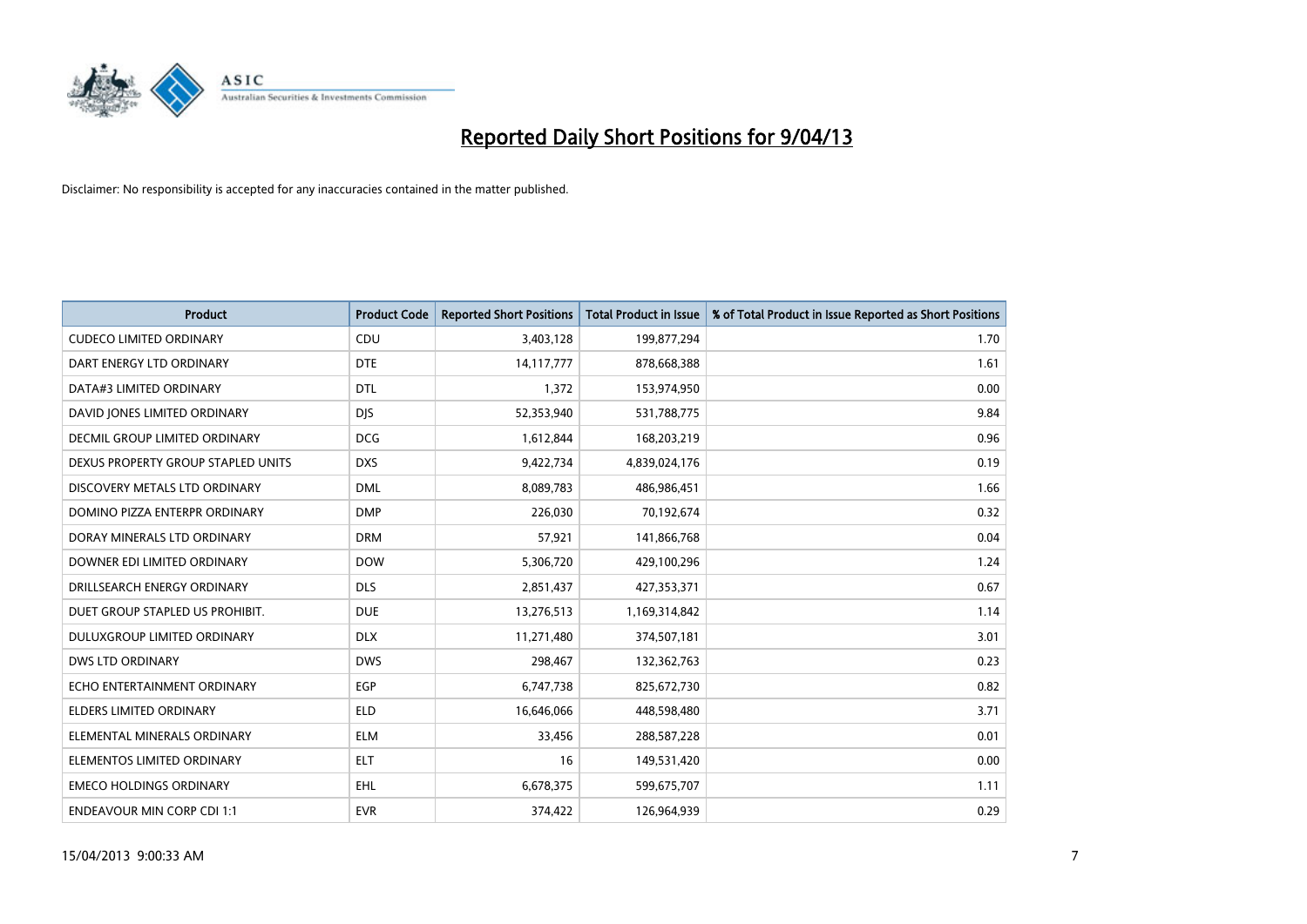# Reported Daily Short Positions for 9/04/13

Disclaimer: No responsibility is accepted for any inaccuracies contained in the matter published.

| Product | Product Code | Reported Short Positions | Total Product in Issue | % of Total Product in Issue Reported as Short Positions |
|---|---|---|---|---|
| CUDECO LIMITED ORDINARY | CDU | 3,403,128 | 199,877,294 | 1.70 |
| DART ENERGY LTD ORDINARY | DTE | 14,117,777 | 878,668,388 | 1.61 |
| DATA#3 LIMITED ORDINARY | DTL | 1,372 | 153,974,950 | 0.00 |
| DAVID JONES LIMITED ORDINARY | DJS | 52,353,940 | 531,788,775 | 9.84 |
| DECMIL GROUP LIMITED ORDINARY | DCG | 1,612,844 | 168,203,219 | 0.96 |
| DEXUS PROPERTY GROUP STAPLED UNITS | DXS | 9,422,734 | 4,839,024,176 | 0.19 |
| DISCOVERY METALS LTD ORDINARY | DML | 8,089,783 | 486,986,451 | 1.66 |
| DOMINO PIZZA ENTERPR ORDINARY | DMP | 226,030 | 70,192,674 | 0.32 |
| DORAY MINERALS LTD ORDINARY | DRM | 57,921 | 141,866,768 | 0.04 |
| DOWNER EDI LIMITED ORDINARY | DOW | 5,306,720 | 429,100,296 | 1.24 |
| DRILLSEARCH ENERGY ORDINARY | DLS | 2,851,437 | 427,353,371 | 0.67 |
| DUET GROUP STAPLED US PROHIBIT. | DUE | 13,276,513 | 1,169,314,842 | 1.14 |
| DULUXGROUP LIMITED ORDINARY | DLX | 11,271,480 | 374,507,181 | 3.01 |
| DWS LTD ORDINARY | DWS | 298,467 | 132,362,763 | 0.23 |
| ECHO ENTERTAINMENT ORDINARY | EGP | 6,747,738 | 825,672,730 | 0.82 |
| ELDERS LIMITED ORDINARY | ELD | 16,646,066 | 448,598,480 | 3.71 |
| ELEMENTAL MINERALS ORDINARY | ELM | 33,456 | 288,587,228 | 0.01 |
| ELEMENTOS LIMITED ORDINARY | ELT | 16 | 149,531,420 | 0.00 |
| EMECO HOLDINGS ORDINARY | EHL | 6,678,375 | 599,675,707 | 1.11 |
| ENDEAVOUR MIN CORP CDI 1:1 | EVR | 374,422 | 126,964,939 | 0.29 |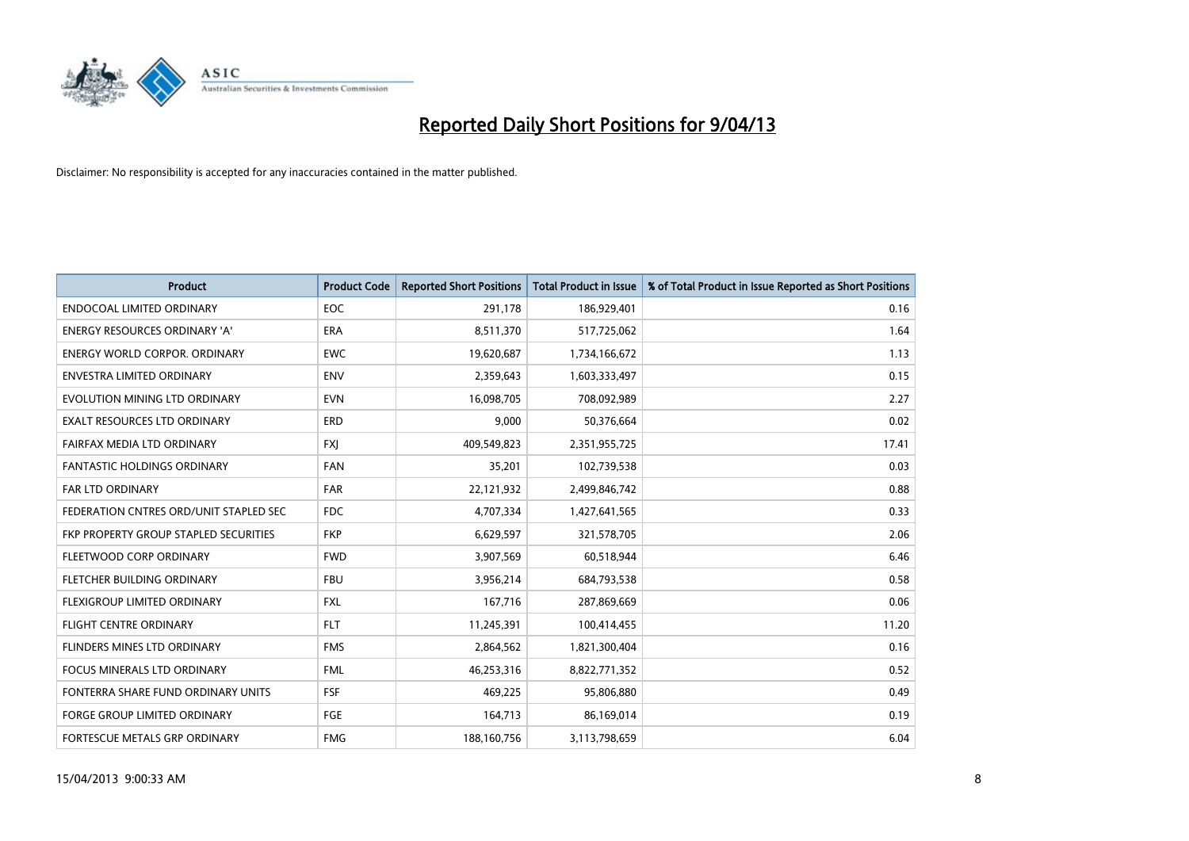# Reported Daily Short Positions for 9/04/13

Disclaimer: No responsibility is accepted for any inaccuracies contained in the matter published.

| Product | Product Code | Reported Short Positions | Total Product in Issue | % of Total Product in Issue Reported as Short Positions |
|---|---|---|---|---|
| ENDOCOAL LIMITED ORDINARY | EOC | 291,178 | 186,929,401 | 0.16 |
| ENERGY RESOURCES ORDINARY 'A' | ERA | 8,511,370 | 517,725,062 | 1.64 |
| ENERGY WORLD CORPOR. ORDINARY | EWC | 19,620,687 | 1,734,166,672 | 1.13 |
| ENVESTRA LIMITED ORDINARY | ENV | 2,359,643 | 1,603,333,497 | 0.15 |
| EVOLUTION MINING LTD ORDINARY | EVN | 16,098,705 | 708,092,989 | 2.27 |
| EXALT RESOURCES LTD ORDINARY | ERD | 9,000 | 50,376,664 | 0.02 |
| FAIRFAX MEDIA LTD ORDINARY | FXJ | 409,549,823 | 2,351,955,725 | 17.41 |
| FANTASTIC HOLDINGS ORDINARY | FAN | 35,201 | 102,739,538 | 0.03 |
| FAR LTD ORDINARY | FAR | 22,121,932 | 2,499,846,742 | 0.88 |
| FEDERATION CNTRES ORD/UNIT STAPLED SEC | FDC | 4,707,334 | 1,427,641,565 | 0.33 |
| FKP PROPERTY GROUP STAPLED SECURITIES | FKP | 6,629,597 | 321,578,705 | 2.06 |
| FLEETWOOD CORP ORDINARY | FWD | 3,907,569 | 60,518,944 | 6.46 |
| FLETCHER BUILDING ORDINARY | FBU | 3,956,214 | 684,793,538 | 0.58 |
| FLEXIGROUP LIMITED ORDINARY | FXL | 167,716 | 287,869,669 | 0.06 |
| FLIGHT CENTRE ORDINARY | FLT | 11,245,391 | 100,414,455 | 11.20 |
| FLINDERS MINES LTD ORDINARY | FMS | 2,864,562 | 1,821,300,404 | 0.16 |
| FOCUS MINERALS LTD ORDINARY | FML | 46,253,316 | 8,822,771,352 | 0.52 |
| FONTERRA SHARE FUND ORDINARY UNITS | FSF | 469,225 | 95,806,880 | 0.49 |
| FORGE GROUP LIMITED ORDINARY | FGE | 164,713 | 86,169,014 | 0.19 |
| FORTESCUE METALS GRP ORDINARY | FMG | 188,160,756 | 3,113,798,659 | 6.04 |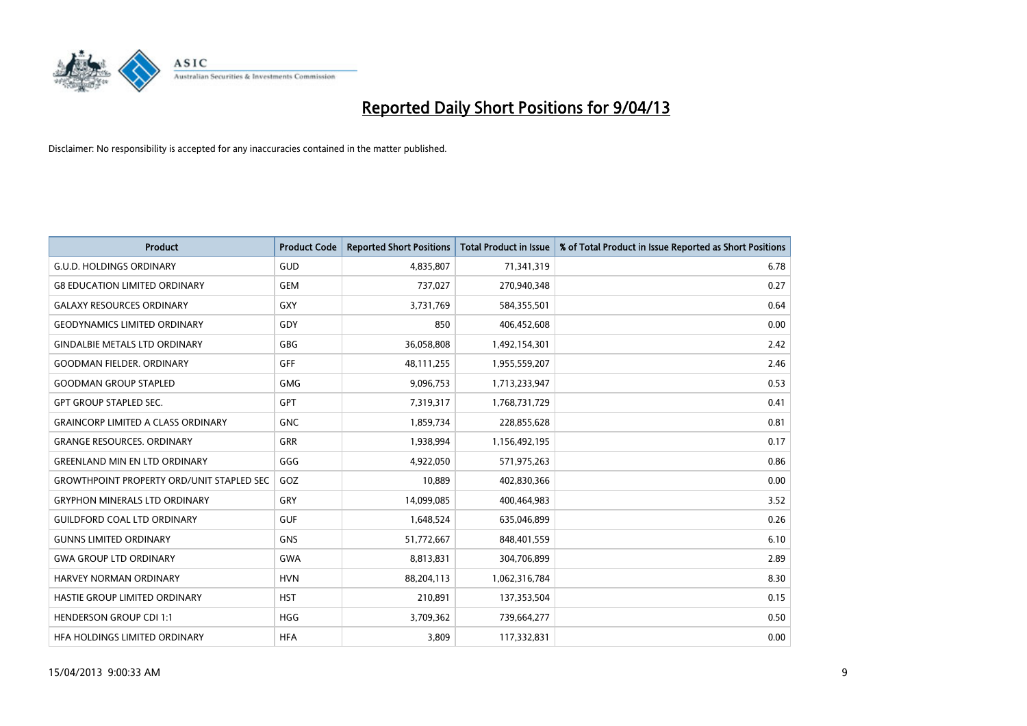# Reported Daily Short Positions for 9/04/13

Disclaimer: No responsibility is accepted for any inaccuracies contained in the matter published.

| Product | Product Code | Reported Short Positions | Total Product in Issue | % of Total Product in Issue Reported as Short Positions |
|---|---|---|---|---|
| G.U.D. HOLDINGS ORDINARY | GUD | 4,835,807 | 71,341,319 | 6.78 |
| G8 EDUCATION LIMITED ORDINARY | GEM | 737,027 | 270,940,348 | 0.27 |
| GALAXY RESOURCES ORDINARY | GXY | 3,731,769 | 584,355,501 | 0.64 |
| GEODYNAMICS LIMITED ORDINARY | GDY | 850 | 406,452,608 | 0.00 |
| GINDALBIE METALS LTD ORDINARY | GBG | 36,058,808 | 1,492,154,301 | 2.42 |
| GOODMAN FIELDER. ORDINARY | GFF | 48,111,255 | 1,955,559,207 | 2.46 |
| GOODMAN GROUP STAPLED | GMG | 9,096,753 | 1,713,233,947 | 0.53 |
| GPT GROUP STAPLED SEC. | GPT | 7,319,317 | 1,768,731,729 | 0.41 |
| GRAINCORP LIMITED A CLASS ORDINARY | GNC | 1,859,734 | 228,855,628 | 0.81 |
| GRANGE RESOURCES. ORDINARY | GRR | 1,938,994 | 1,156,492,195 | 0.17 |
| GREENLAND MIN EN LTD ORDINARY | GGG | 4,922,050 | 571,975,263 | 0.86 |
| GROWTHPOINT PROPERTY ORD/UNIT STAPLED SEC | GOZ | 10,889 | 402,830,366 | 0.00 |
| GRYPHON MINERALS LTD ORDINARY | GRY | 14,099,085 | 400,464,983 | 3.52 |
| GUILDFORD COAL LTD ORDINARY | GUF | 1,648,524 | 635,046,899 | 0.26 |
| GUNNS LIMITED ORDINARY | GNS | 51,772,667 | 848,401,559 | 6.10 |
| GWA GROUP LTD ORDINARY | GWA | 8,813,831 | 304,706,899 | 2.89 |
| HARVEY NORMAN ORDINARY | HVN | 88,204,113 | 1,062,316,784 | 8.30 |
| HASTIE GROUP LIMITED ORDINARY | HST | 210,891 | 137,353,504 | 0.15 |
| HENDERSON GROUP CDI 1:1 | HGG | 3,709,362 | 739,664,277 | 0.50 |
| HFA HOLDINGS LIMITED ORDINARY | HFA | 3,809 | 117,332,831 | 0.00 |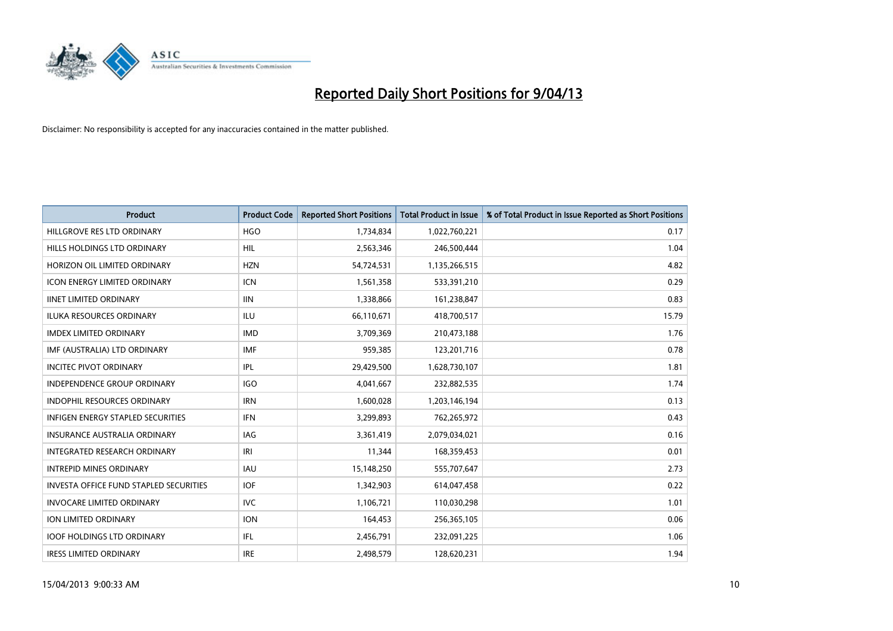# Reported Daily Short Positions for 9/04/13

Disclaimer: No responsibility is accepted for any inaccuracies contained in the matter published.

| Product | Product Code | Reported Short Positions | Total Product in Issue | % of Total Product in Issue Reported as Short Positions |
|---|---|---|---|---|
| HILLGROVE RES LTD ORDINARY | HGO | 1,734,834 | 1,022,760,221 | 0.17 |
| HILLS HOLDINGS LTD ORDINARY | HIL | 2,563,346 | 246,500,444 | 1.04 |
| HORIZON OIL LIMITED ORDINARY | HZN | 54,724,531 | 1,135,266,515 | 4.82 |
| ICON ENERGY LIMITED ORDINARY | ICN | 1,561,358 | 533,391,210 | 0.29 |
| IINET LIMITED ORDINARY | IIN | 1,338,866 | 161,238,847 | 0.83 |
| ILUKA RESOURCES ORDINARY | ILU | 66,110,671 | 418,700,517 | 15.79 |
| IMDEX LIMITED ORDINARY | IMD | 3,709,369 | 210,473,188 | 1.76 |
| IMF (AUSTRALIA) LTD ORDINARY | IMF | 959,385 | 123,201,716 | 0.78 |
| INCITEC PIVOT ORDINARY | IPL | 29,429,500 | 1,628,730,107 | 1.81 |
| INDEPENDENCE GROUP ORDINARY | IGO | 4,041,667 | 232,882,535 | 1.74 |
| INDOPHIL RESOURCES ORDINARY | IRN | 1,600,028 | 1,203,146,194 | 0.13 |
| INFIGEN ENERGY STAPLED SECURITIES | IFN | 3,299,893 | 762,265,972 | 0.43 |
| INSURANCE AUSTRALIA ORDINARY | IAG | 3,361,419 | 2,079,034,021 | 0.16 |
| INTEGRATED RESEARCH ORDINARY | IRI | 11,344 | 168,359,453 | 0.01 |
| INTREPID MINES ORDINARY | IAU | 15,148,250 | 555,707,647 | 2.73 |
| INVESTA OFFICE FUND STAPLED SECURITIES | IOF | 1,342,903 | 614,047,458 | 0.22 |
| INVOCARE LIMITED ORDINARY | IVC | 1,106,721 | 110,030,298 | 1.01 |
| ION LIMITED ORDINARY | ION | 164,453 | 256,365,105 | 0.06 |
| IOOF HOLDINGS LTD ORDINARY | IFL | 2,456,791 | 232,091,225 | 1.06 |
| IRESS LIMITED ORDINARY | IRE | 2,498,579 | 128,620,231 | 1.94 |

15/04/2013 9:00:33 AM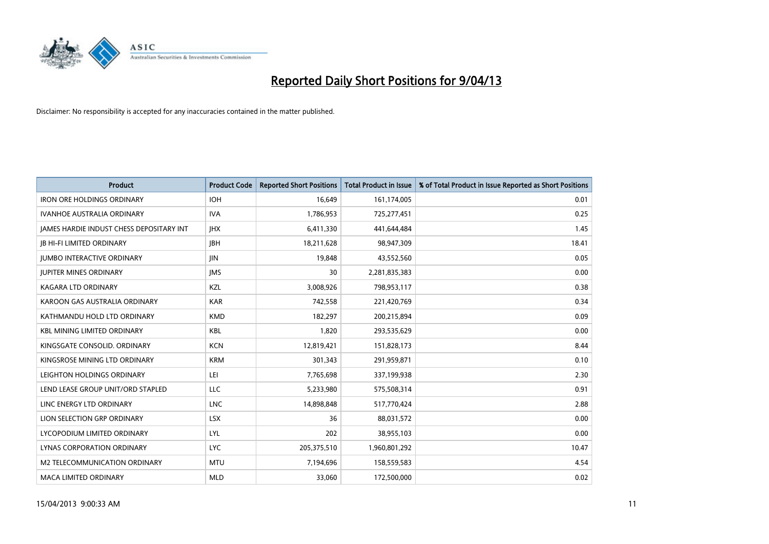# Reported Daily Short Positions for 9/04/13

Disclaimer: No responsibility is accepted for any inaccuracies contained in the matter published.

| Product | Product Code | Reported Short Positions | Total Product in Issue | % of Total Product in Issue Reported as Short Positions |
|---|---|---|---|---|
| IRON ORE HOLDINGS ORDINARY | IOH | 16,649 | 161,174,005 | 0.01 |
| IVANHOE AUSTRALIA ORDINARY | IVA | 1,786,953 | 725,277,451 | 0.25 |
| JAMES HARDIE INDUST CHESS DEPOSITARY INT | JHX | 6,411,330 | 441,644,484 | 1.45 |
| JB HI-FI LIMITED ORDINARY | JBH | 18,211,628 | 98,947,309 | 18.41 |
| JUMBO INTERACTIVE ORDINARY | JIN | 19,848 | 43,552,560 | 0.05 |
| JUPITER MINES ORDINARY | JMS | 30 | 2,281,835,383 | 0.00 |
| KAGARA LTD ORDINARY | KZL | 3,008,926 | 798,953,117 | 0.38 |
| KAROON GAS AUSTRALIA ORDINARY | KAR | 742,558 | 221,420,769 | 0.34 |
| KATHMANDU HOLD LTD ORDINARY | KMD | 182,297 | 200,215,894 | 0.09 |
| KBL MINING LIMITED ORDINARY | KBL | 1,820 | 293,535,629 | 0.00 |
| KINGSGATE CONSOLID. ORDINARY | KCN | 12,819,421 | 151,828,173 | 8.44 |
| KINGSROSE MINING LTD ORDINARY | KRM | 301,343 | 291,959,871 | 0.10 |
| LEIGHTON HOLDINGS ORDINARY | LEI | 7,765,698 | 337,199,938 | 2.30 |
| LEND LEASE GROUP UNIT/ORD STAPLED | LLC | 5,233,980 | 575,508,314 | 0.91 |
| LINC ENERGY LTD ORDINARY | LNC | 14,898,848 | 517,770,424 | 2.88 |
| LION SELECTION GRP ORDINARY | LSX | 36 | 88,031,572 | 0.00 |
| LYCOPODIUM LIMITED ORDINARY | LYL | 202 | 38,955,103 | 0.00 |
| LYNAS CORPORATION ORDINARY | LYC | 205,375,510 | 1,960,801,292 | 10.47 |
| M2 TELECOMMUNICATION ORDINARY | MTU | 7,194,696 | 158,559,583 | 4.54 |
| MACA LIMITED ORDINARY | MLD | 33,060 | 172,500,000 | 0.02 |

15/04/2013 9:00:33 AM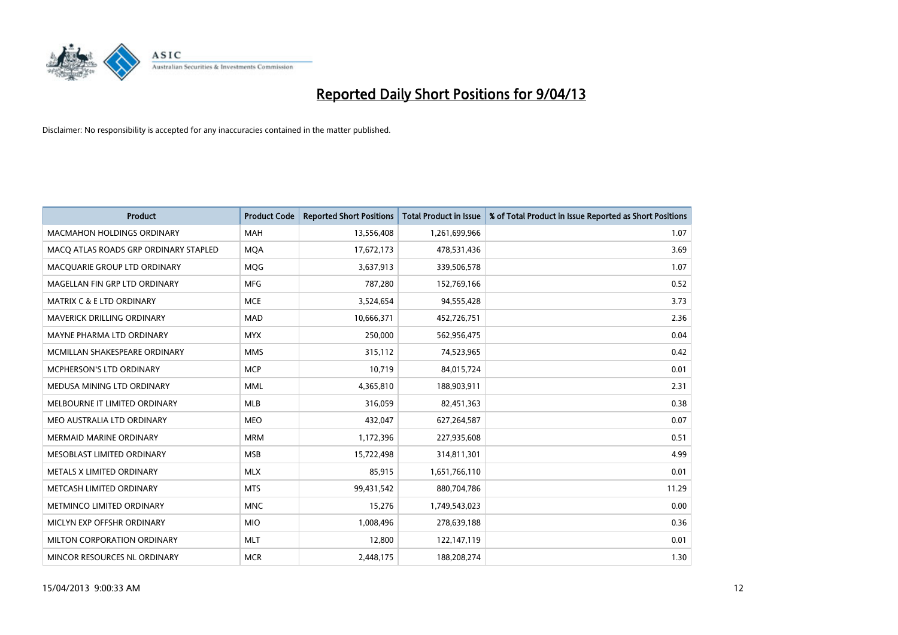# Reported Daily Short Positions for 9/04/13

Disclaimer: No responsibility is accepted for any inaccuracies contained in the matter published.

| Product | Product Code | Reported Short Positions | Total Product in Issue | % of Total Product in Issue Reported as Short Positions |
|---|---|---|---|---|
| MACMAHON HOLDINGS ORDINARY | MAH | 13,556,408 | 1,261,699,966 | 1.07 |
| MACQ ATLAS ROADS GRP ORDINARY STAPLED | MQA | 17,672,173 | 478,531,436 | 3.69 |
| MACQUARIE GROUP LTD ORDINARY | MQG | 3,637,913 | 339,506,578 | 1.07 |
| MAGELLAN FIN GRP LTD ORDINARY | MFG | 787,280 | 152,769,166 | 0.52 |
| MATRIX C & E LTD ORDINARY | MCE | 3,524,654 | 94,555,428 | 3.73 |
| MAVERICK DRILLING ORDINARY | MAD | 10,666,371 | 452,726,751 | 2.36 |
| MAYNE PHARMA LTD ORDINARY | MYX | 250,000 | 562,956,475 | 0.04 |
| MCMILLAN SHAKESPEARE ORDINARY | MMS | 315,112 | 74,523,965 | 0.42 |
| MCPHERSON'S LTD ORDINARY | MCP | 10,719 | 84,015,724 | 0.01 |
| MEDUSA MINING LTD ORDINARY | MML | 4,365,810 | 188,903,911 | 2.31 |
| MELBOURNE IT LIMITED ORDINARY | MLB | 316,059 | 82,451,363 | 0.38 |
| MEO AUSTRALIA LTD ORDINARY | MEO | 432,047 | 627,264,587 | 0.07 |
| MERMAID MARINE ORDINARY | MRM | 1,172,396 | 227,935,608 | 0.51 |
| MESOBLAST LIMITED ORDINARY | MSB | 15,722,498 | 314,811,301 | 4.99 |
| METALS X LIMITED ORDINARY | MLX | 85,915 | 1,651,766,110 | 0.01 |
| METCASH LIMITED ORDINARY | MTS | 99,431,542 | 880,704,786 | 11.29 |
| METMINCO LIMITED ORDINARY | MNC | 15,276 | 1,749,543,023 | 0.00 |
| MICLYN EXP OFFSHR ORDINARY | MIO | 1,008,496 | 278,639,188 | 0.36 |
| MILTON CORPORATION ORDINARY | MLT | 12,800 | 122,147,119 | 0.01 |
| MINCOR RESOURCES NL ORDINARY | MCR | 2,448,175 | 188,208,274 | 1.30 |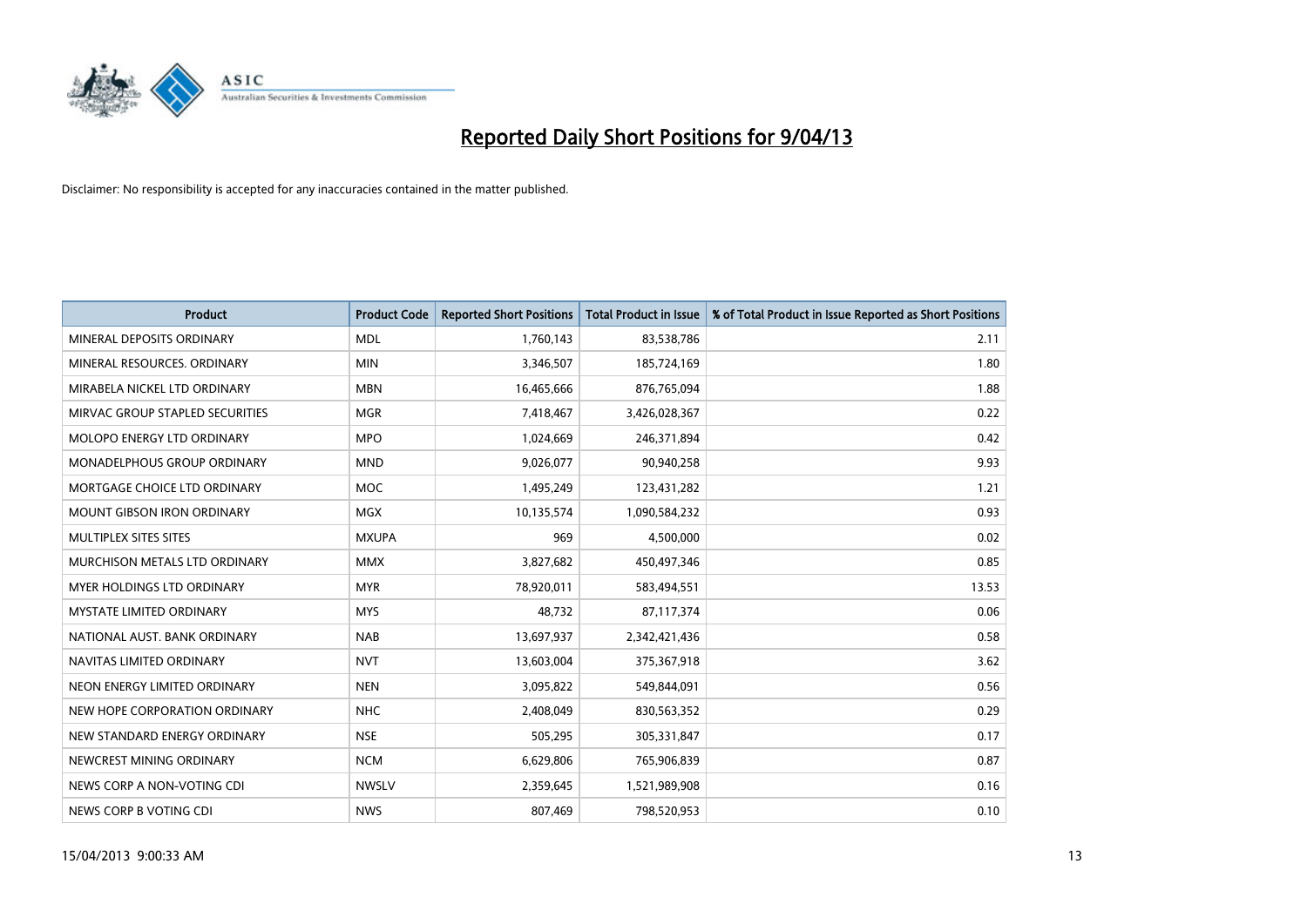# Reported Daily Short Positions for 9/04/13

Disclaimer: No responsibility is accepted for any inaccuracies contained in the matter published.

| Product | Product Code | Reported Short Positions | Total Product in Issue | % of Total Product in Issue Reported as Short Positions |
|---|---|---|---|---|
| MINERAL DEPOSITS ORDINARY | MDL | 1,760,143 | 83,538,786 | 2.11 |
| MINERAL RESOURCES. ORDINARY | MIN | 3,346,507 | 185,724,169 | 1.80 |
| MIRABELA NICKEL LTD ORDINARY | MBN | 16,465,666 | 876,765,094 | 1.88 |
| MIRVAC GROUP STAPLED SECURITIES | MGR | 7,418,467 | 3,426,028,367 | 0.22 |
| MOLOPO ENERGY LTD ORDINARY | MPO | 1,024,669 | 246,371,894 | 0.42 |
| MONADELPHOUS GROUP ORDINARY | MND | 9,026,077 | 90,940,258 | 9.93 |
| MORTGAGE CHOICE LTD ORDINARY | MOC | 1,495,249 | 123,431,282 | 1.21 |
| MOUNT GIBSON IRON ORDINARY | MGX | 10,135,574 | 1,090,584,232 | 0.93 |
| MULTIPLEX SITES SITES | MXUPA | 969 | 4,500,000 | 0.02 |
| MURCHISON METALS LTD ORDINARY | MMX | 3,827,682 | 450,497,346 | 0.85 |
| MYER HOLDINGS LTD ORDINARY | MYR | 78,920,011 | 583,494,551 | 13.53 |
| MYSTATE LIMITED ORDINARY | MYS | 48,732 | 87,117,374 | 0.06 |
| NATIONAL AUST. BANK ORDINARY | NAB | 13,697,937 | 2,342,421,436 | 0.58 |
| NAVITAS LIMITED ORDINARY | NVT | 13,603,004 | 375,367,918 | 3.62 |
| NEON ENERGY LIMITED ORDINARY | NEN | 3,095,822 | 549,844,091 | 0.56 |
| NEW HOPE CORPORATION ORDINARY | NHC | 2,408,049 | 830,563,352 | 0.29 |
| NEW STANDARD ENERGY ORDINARY | NSE | 505,295 | 305,331,847 | 0.17 |
| NEWCREST MINING ORDINARY | NCM | 6,629,806 | 765,906,839 | 0.87 |
| NEWS CORP A NON-VOTING CDI | NWSLV | 2,359,645 | 1,521,989,908 | 0.16 |
| NEWS CORP B VOTING CDI | NWS | 807,469 | 798,520,953 | 0.10 |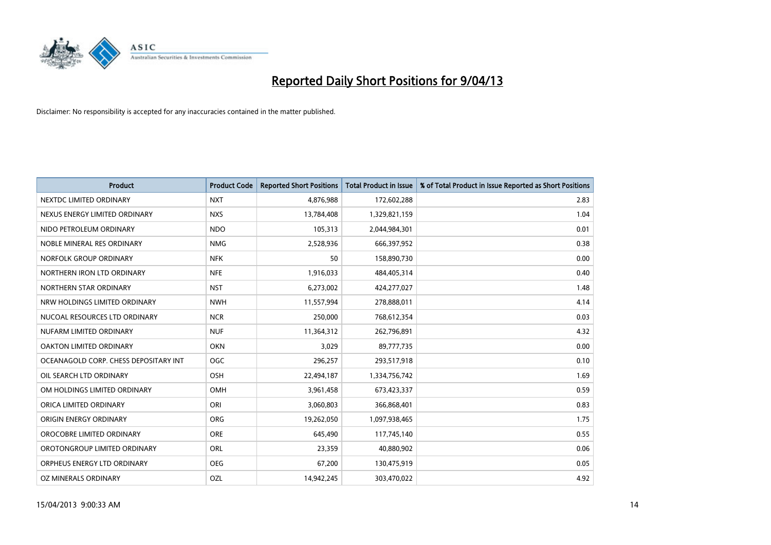# Reported Daily Short Positions for 9/04/13

Disclaimer: No responsibility is accepted for any inaccuracies contained in the matter published.

| Product | Product Code | Reported Short Positions | Total Product in Issue | % of Total Product in Issue Reported as Short Positions |
|---|---|---|---|---|
| NEXTDC LIMITED ORDINARY | NXT | 4,876,988 | 172,602,288 | 2.83 |
| NEXUS ENERGY LIMITED ORDINARY | NXS | 13,784,408 | 1,329,821,159 | 1.04 |
| NIDO PETROLEUM ORDINARY | NDO | 105,313 | 2,044,984,301 | 0.01 |
| NOBLE MINERAL RES ORDINARY | NMG | 2,528,936 | 666,397,952 | 0.38 |
| NORFOLK GROUP ORDINARY | NFK | 50 | 158,890,730 | 0.00 |
| NORTHERN IRON LTD ORDINARY | NFE | 1,916,033 | 484,405,314 | 0.40 |
| NORTHERN STAR ORDINARY | NST | 6,273,002 | 424,277,027 | 1.48 |
| NRW HOLDINGS LIMITED ORDINARY | NWH | 11,557,994 | 278,888,011 | 4.14 |
| NUCOAL RESOURCES LTD ORDINARY | NCR | 250,000 | 768,612,354 | 0.03 |
| NUFARM LIMITED ORDINARY | NUF | 11,364,312 | 262,796,891 | 4.32 |
| OAKTON LIMITED ORDINARY | OKN | 3,029 | 89,777,735 | 0.00 |
| OCEANAGOLD CORP. CHESS DEPOSITARY INT | OGC | 296,257 | 293,517,918 | 0.10 |
| OIL SEARCH LTD ORDINARY | OSH | 22,494,187 | 1,334,756,742 | 1.69 |
| OM HOLDINGS LIMITED ORDINARY | OMH | 3,961,458 | 673,423,337 | 0.59 |
| ORICA LIMITED ORDINARY | ORI | 3,060,803 | 366,868,401 | 0.83 |
| ORIGIN ENERGY ORDINARY | ORG | 19,262,050 | 1,097,938,465 | 1.75 |
| OROCOBRE LIMITED ORDINARY | ORE | 645,490 | 117,745,140 | 0.55 |
| OROTONGROUP LIMITED ORDINARY | ORL | 23,359 | 40,880,902 | 0.06 |
| ORPHEUS ENERGY LTD ORDINARY | OEG | 67,200 | 130,475,919 | 0.05 |
| OZ MINERALS ORDINARY | OZL | 14,942,245 | 303,470,022 | 4.92 |

15/04/2013 9:00:33 AM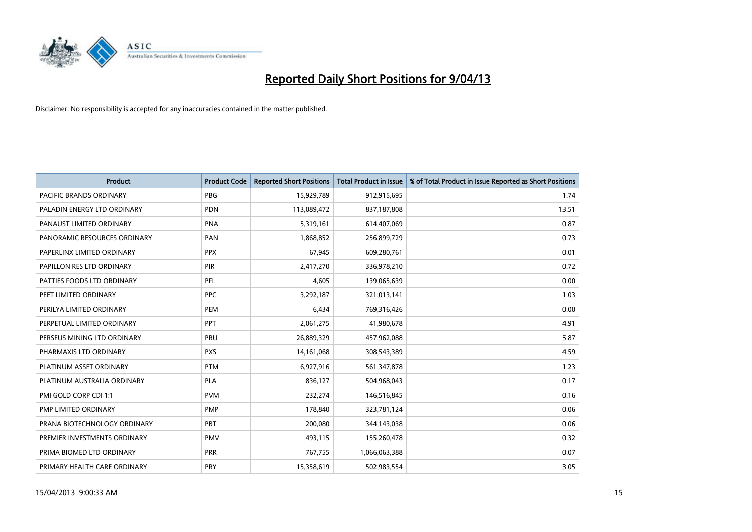# Reported Daily Short Positions for 9/04/13

Disclaimer: No responsibility is accepted for any inaccuracies contained in the matter published.

| Product | Product Code | Reported Short Positions | Total Product in Issue | % of Total Product in Issue Reported as Short Positions |
|---|---|---|---|---|
| PACIFIC BRANDS ORDINARY | PBG | 15,929,789 | 912,915,695 | 1.74 |
| PALADIN ENERGY LTD ORDINARY | PDN | 113,089,472 | 837,187,808 | 13.51 |
| PANAUST LIMITED ORDINARY | PNA | 5,319,161 | 614,407,069 | 0.87 |
| PANORAMIC RESOURCES ORDINARY | PAN | 1,868,852 | 256,899,729 | 0.73 |
| PAPERLINX LIMITED ORDINARY | PPX | 67,945 | 609,280,761 | 0.01 |
| PAPILLON RES LTD ORDINARY | PIR | 2,417,270 | 336,978,210 | 0.72 |
| PATTIES FOODS LTD ORDINARY | PFL | 4,605 | 139,065,639 | 0.00 |
| PEET LIMITED ORDINARY | PPC | 3,292,187 | 321,013,141 | 1.03 |
| PERILYA LIMITED ORDINARY | PEM | 6,434 | 769,316,426 | 0.00 |
| PERPETUAL LIMITED ORDINARY | PPT | 2,061,275 | 41,980,678 | 4.91 |
| PERSEUS MINING LTD ORDINARY | PRU | 26,889,329 | 457,962,088 | 5.87 |
| PHARMAXIS LTD ORDINARY | PXS | 14,161,068 | 308,543,389 | 4.59 |
| PLATINUM ASSET ORDINARY | PTM | 6,927,916 | 561,347,878 | 1.23 |
| PLATINUM AUSTRALIA ORDINARY | PLA | 836,127 | 504,968,043 | 0.17 |
| PMI GOLD CORP CDI 1:1 | PVM | 232,274 | 146,516,845 | 0.16 |
| PMP LIMITED ORDINARY | PMP | 178,840 | 323,781,124 | 0.06 |
| PRANA BIOTECHNOLOGY ORDINARY | PBT | 200,080 | 344,143,038 | 0.06 |
| PREMIER INVESTMENTS ORDINARY | PMV | 493,115 | 155,260,478 | 0.32 |
| PRIMA BIOMED LTD ORDINARY | PRR | 767,755 | 1,066,063,388 | 0.07 |
| PRIMARY HEALTH CARE ORDINARY | PRY | 15,358,619 | 502,983,554 | 3.05 |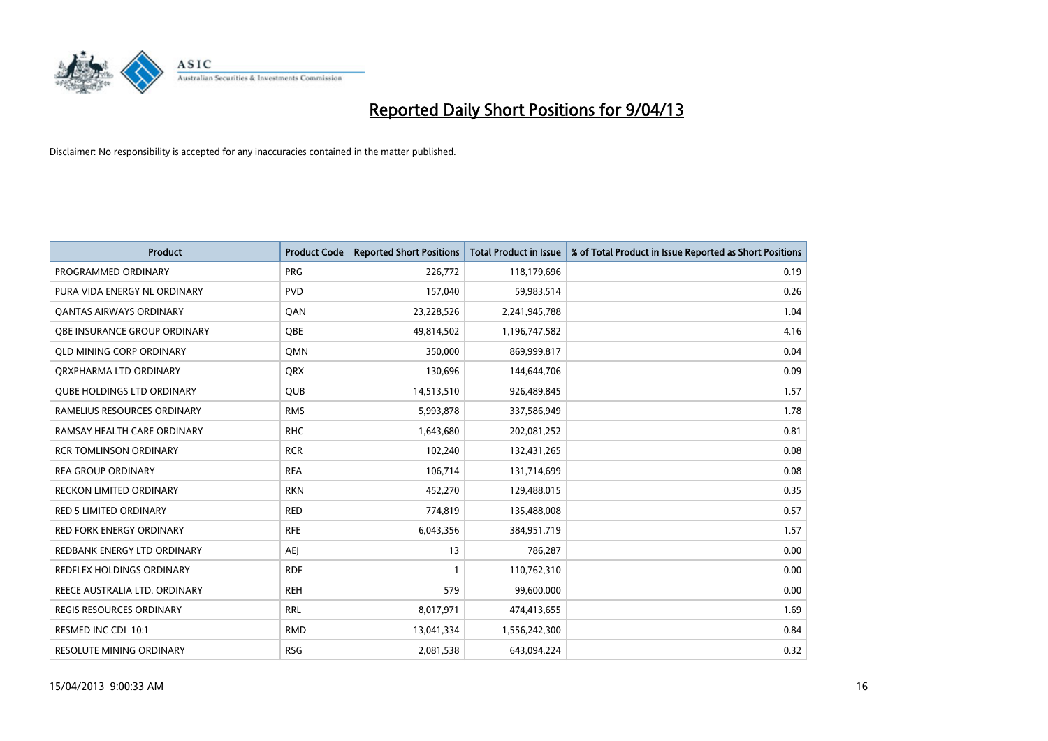# Reported Daily Short Positions for 9/04/13

Disclaimer: No responsibility is accepted for any inaccuracies contained in the matter published.

| Product | Product Code | Reported Short Positions | Total Product in Issue | % of Total Product in Issue Reported as Short Positions |
|---|---|---|---|---|
| PROGRAMMED ORDINARY | PRG | 226,772 | 118,179,696 | 0.19 |
| PURA VIDA ENERGY NL ORDINARY | PVD | 157,040 | 59,983,514 | 0.26 |
| QANTAS AIRWAYS ORDINARY | QAN | 23,228,526 | 2,241,945,788 | 1.04 |
| QBE INSURANCE GROUP ORDINARY | QBE | 49,814,502 | 1,196,747,582 | 4.16 |
| QLD MINING CORP ORDINARY | QMN | 350,000 | 869,999,817 | 0.04 |
| QRXPHARMA LTD ORDINARY | QRX | 130,696 | 144,644,706 | 0.09 |
| QUBE HOLDINGS LTD ORDINARY | QUB | 14,513,510 | 926,489,845 | 1.57 |
| RAMELIUS RESOURCES ORDINARY | RMS | 5,993,878 | 337,586,949 | 1.78 |
| RAMSAY HEALTH CARE ORDINARY | RHC | 1,643,680 | 202,081,252 | 0.81 |
| RCR TOMLINSON ORDINARY | RCR | 102,240 | 132,431,265 | 0.08 |
| REA GROUP ORDINARY | REA | 106,714 | 131,714,699 | 0.08 |
| RECKON LIMITED ORDINARY | RKN | 452,270 | 129,488,015 | 0.35 |
| RED 5 LIMITED ORDINARY | RED | 774,819 | 135,488,008 | 0.57 |
| RED FORK ENERGY ORDINARY | RFE | 6,043,356 | 384,951,719 | 1.57 |
| REDBANK ENERGY LTD ORDINARY | AEJ | 13 | 786,287 | 0.00 |
| REDFLEX HOLDINGS ORDINARY | RDF | 1 | 110,762,310 | 0.00 |
| REECE AUSTRALIA LTD. ORDINARY | REH | 579 | 99,600,000 | 0.00 |
| REGIS RESOURCES ORDINARY | RRL | 8,017,971 | 474,413,655 | 1.69 |
| RESMED INC CDI 10:1 | RMD | 13,041,334 | 1,556,242,300 | 0.84 |
| RESOLUTE MINING ORDINARY | RSG | 2,081,538 | 643,094,224 | 0.32 |

15/04/2013 9:00:33 AM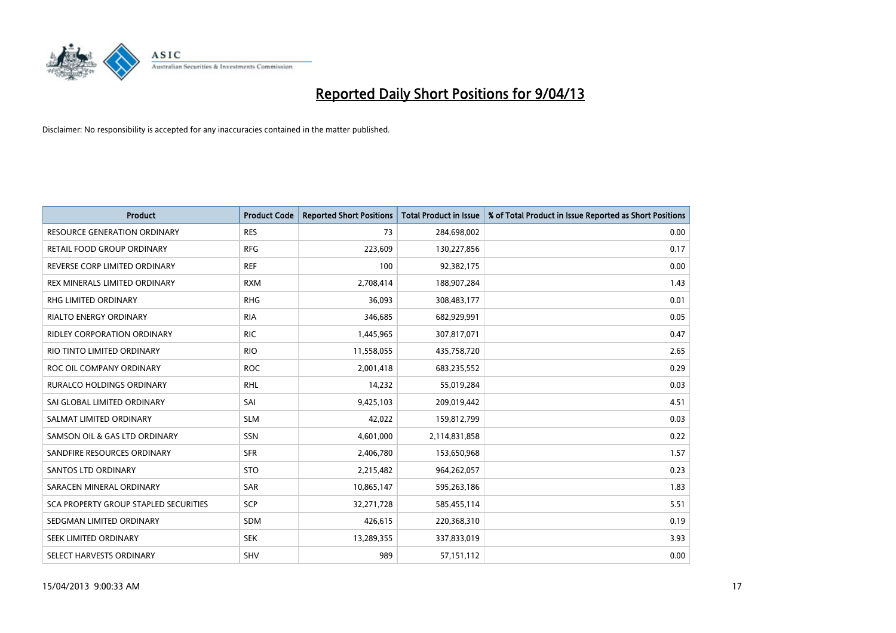# Reported Daily Short Positions for 9/04/13

Disclaimer: No responsibility is accepted for any inaccuracies contained in the matter published.

| Product | Product Code | Reported Short Positions | Total Product in Issue | % of Total Product in Issue Reported as Short Positions |
|---|---|---|---|---|
| RESOURCE GENERATION ORDINARY | RES | 73 | 284,698,002 | 0.00 |
| RETAIL FOOD GROUP ORDINARY | RFG | 223,609 | 130,227,856 | 0.17 |
| REVERSE CORP LIMITED ORDINARY | REF | 100 | 92,382,175 | 0.00 |
| REX MINERALS LIMITED ORDINARY | RXM | 2,708,414 | 188,907,284 | 1.43 |
| RHG LIMITED ORDINARY | RHG | 36,093 | 308,483,177 | 0.01 |
| RIALTO ENERGY ORDINARY | RIA | 346,685 | 682,929,991 | 0.05 |
| RIDLEY CORPORATION ORDINARY | RIC | 1,445,965 | 307,817,071 | 0.47 |
| RIO TINTO LIMITED ORDINARY | RIO | 11,558,055 | 435,758,720 | 2.65 |
| ROC OIL COMPANY ORDINARY | ROC | 2,001,418 | 683,235,552 | 0.29 |
| RURALCO HOLDINGS ORDINARY | RHL | 14,232 | 55,019,284 | 0.03 |
| SAI GLOBAL LIMITED ORDINARY | SAI | 9,425,103 | 209,019,442 | 4.51 |
| SALMAT LIMITED ORDINARY | SLM | 42,022 | 159,812,799 | 0.03 |
| SAMSON OIL & GAS LTD ORDINARY | SSN | 4,601,000 | 2,114,831,858 | 0.22 |
| SANDFIRE RESOURCES ORDINARY | SFR | 2,406,780 | 153,650,968 | 1.57 |
| SANTOS LTD ORDINARY | STO | 2,215,482 | 964,262,057 | 0.23 |
| SARACEN MINERAL ORDINARY | SAR | 10,865,147 | 595,263,186 | 1.83 |
| SCA PROPERTY GROUP STAPLED SECURITIES | SCP | 32,271,728 | 585,455,114 | 5.51 |
| SEDGMAN LIMITED ORDINARY | SDM | 426,615 | 220,368,310 | 0.19 |
| SEEK LIMITED ORDINARY | SEK | 13,289,355 | 337,833,019 | 3.93 |
| SELECT HARVESTS ORDINARY | SHV | 989 | 57,151,112 | 0.00 |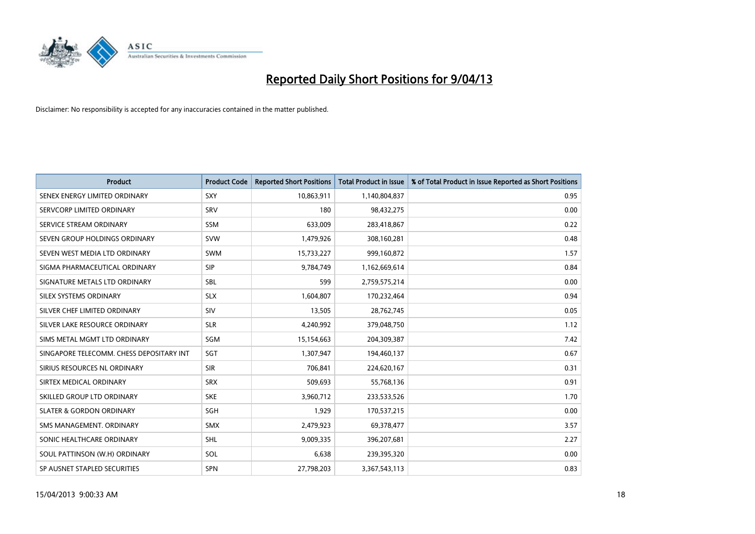# Reported Daily Short Positions for 9/04/13

Disclaimer: No responsibility is accepted for any inaccuracies contained in the matter published.

| Product | Product Code | Reported Short Positions | Total Product in Issue | % of Total Product in Issue Reported as Short Positions |
|---|---|---|---|---|
| SENEX ENERGY LIMITED ORDINARY | SXY | 10,863,911 | 1,140,804,837 | 0.95 |
| SERVCORP LIMITED ORDINARY | SRV | 180 | 98,432,275 | 0.00 |
| SERVICE STREAM ORDINARY | SSM | 633,009 | 283,418,867 | 0.22 |
| SEVEN GROUP HOLDINGS ORDINARY | SVW | 1,479,926 | 308,160,281 | 0.48 |
| SEVEN WEST MEDIA LTD ORDINARY | SWM | 15,733,227 | 999,160,872 | 1.57 |
| SIGMA PHARMACEUTICAL ORDINARY | SIP | 9,784,749 | 1,162,669,614 | 0.84 |
| SIGNATURE METALS LTD ORDINARY | SBL | 599 | 2,759,575,214 | 0.00 |
| SILEX SYSTEMS ORDINARY | SLX | 1,604,807 | 170,232,464 | 0.94 |
| SILVER CHEF LIMITED ORDINARY | SIV | 13,505 | 28,762,745 | 0.05 |
| SILVER LAKE RESOURCE ORDINARY | SLR | 4,240,992 | 379,048,750 | 1.12 |
| SIMS METAL MGMT LTD ORDINARY | SGM | 15,154,663 | 204,309,387 | 7.42 |
| SINGAPORE TELECOMM. CHESS DEPOSITARY INT | SGT | 1,307,947 | 194,460,137 | 0.67 |
| SIRIUS RESOURCES NL ORDINARY | SIR | 706,841 | 224,620,167 | 0.31 |
| SIRTEX MEDICAL ORDINARY | SRX | 509,693 | 55,768,136 | 0.91 |
| SKILLED GROUP LTD ORDINARY | SKE | 3,960,712 | 233,533,526 | 1.70 |
| SLATER & GORDON ORDINARY | SGH | 1,929 | 170,537,215 | 0.00 |
| SMS MANAGEMENT. ORDINARY | SMX | 2,479,923 | 69,378,477 | 3.57 |
| SONIC HEALTHCARE ORDINARY | SHL | 9,009,335 | 396,207,681 | 2.27 |
| SOUL PATTINSON (W.H) ORDINARY | SOL | 6,638 | 239,395,320 | 0.00 |
| SP AUSNET STAPLED SECURITIES | SPN | 27,798,203 | 3,367,543,113 | 0.83 |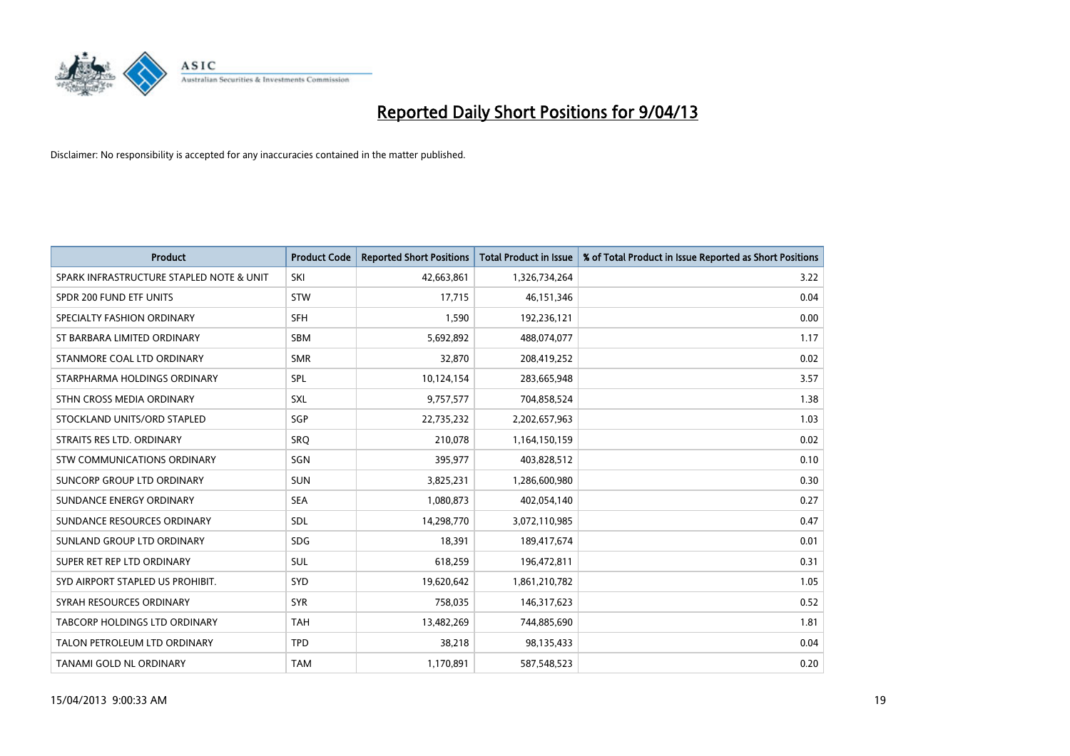# Reported Daily Short Positions for 9/04/13

Disclaimer: No responsibility is accepted for any inaccuracies contained in the matter published.

| Product | Product Code | Reported Short Positions | Total Product in Issue | % of Total Product in Issue Reported as Short Positions |
|---|---|---|---|---|
| SPARK INFRASTRUCTURE STAPLED NOTE & UNIT | SKI | 42,663,861 | 1,326,734,264 | 3.22 |
| SPDR 200 FUND ETF UNITS | STW | 17,715 | 46,151,346 | 0.04 |
| SPECIALTY FASHION ORDINARY | SFH | 1,590 | 192,236,121 | 0.00 |
| ST BARBARA LIMITED ORDINARY | SBM | 5,692,892 | 488,074,077 | 1.17 |
| STANMORE COAL LTD ORDINARY | SMR | 32,870 | 208,419,252 | 0.02 |
| STARPHARMA HOLDINGS ORDINARY | SPL | 10,124,154 | 283,665,948 | 3.57 |
| STHN CROSS MEDIA ORDINARY | SXL | 9,757,577 | 704,858,524 | 1.38 |
| STOCKLAND UNITS/ORD STAPLED | SGP | 22,735,232 | 2,202,657,963 | 1.03 |
| STRAITS RES LTD. ORDINARY | SRQ | 210,078 | 1,164,150,159 | 0.02 |
| STW COMMUNICATIONS ORDINARY | SGN | 395,977 | 403,828,512 | 0.10 |
| SUNCORP GROUP LTD ORDINARY | SUN | 3,825,231 | 1,286,600,980 | 0.30 |
| SUNDANCE ENERGY ORDINARY | SEA | 1,080,873 | 402,054,140 | 0.27 |
| SUNDANCE RESOURCES ORDINARY | SDL | 14,298,770 | 3,072,110,985 | 0.47 |
| SUNLAND GROUP LTD ORDINARY | SDG | 18,391 | 189,417,674 | 0.01 |
| SUPER RET REP LTD ORDINARY | SUL | 618,259 | 196,472,811 | 0.31 |
| SYD AIRPORT STAPLED US PROHIBIT. | SYD | 19,620,642 | 1,861,210,782 | 1.05 |
| SYRAH RESOURCES ORDINARY | SYR | 758,035 | 146,317,623 | 0.52 |
| TABCORP HOLDINGS LTD ORDINARY | TAH | 13,482,269 | 744,885,690 | 1.81 |
| TALON PETROLEUM LTD ORDINARY | TPD | 38,218 | 98,135,433 | 0.04 |
| TANAMI GOLD NL ORDINARY | TAM | 1,170,891 | 587,548,523 | 0.20 |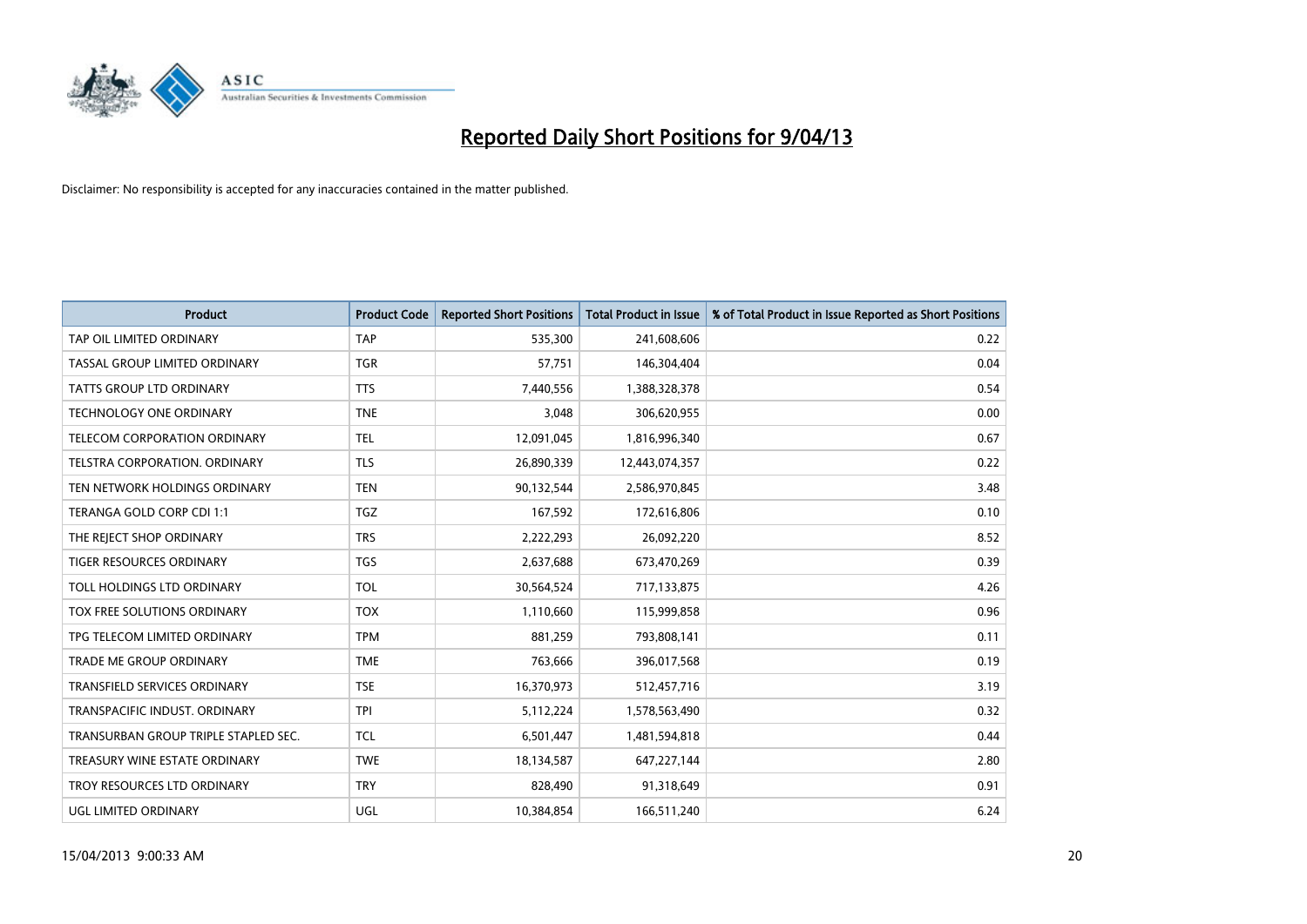# Reported Daily Short Positions for 9/04/13

Disclaimer: No responsibility is accepted for any inaccuracies contained in the matter published.

| Product | Product Code | Reported Short Positions | Total Product in Issue | % of Total Product in Issue Reported as Short Positions |
|---|---|---|---|---|
| TAP OIL LIMITED ORDINARY | TAP | 535,300 | 241,608,606 | 0.22 |
| TASSAL GROUP LIMITED ORDINARY | TGR | 57,751 | 146,304,404 | 0.04 |
| TATTS GROUP LTD ORDINARY | TTS | 7,440,556 | 1,388,328,378 | 0.54 |
| TECHNOLOGY ONE ORDINARY | TNE | 3,048 | 306,620,955 | 0.00 |
| TELECOM CORPORATION ORDINARY | TEL | 12,091,045 | 1,816,996,340 | 0.67 |
| TELSTRA CORPORATION. ORDINARY | TLS | 26,890,339 | 12,443,074,357 | 0.22 |
| TEN NETWORK HOLDINGS ORDINARY | TEN | 90,132,544 | 2,586,970,845 | 3.48 |
| TERANGA GOLD CORP CDI 1:1 | TGZ | 167,592 | 172,616,806 | 0.10 |
| THE REJECT SHOP ORDINARY | TRS | 2,222,293 | 26,092,220 | 8.52 |
| TIGER RESOURCES ORDINARY | TGS | 2,637,688 | 673,470,269 | 0.39 |
| TOLL HOLDINGS LTD ORDINARY | TOL | 30,564,524 | 717,133,875 | 4.26 |
| TOX FREE SOLUTIONS ORDINARY | TOX | 1,110,660 | 115,999,858 | 0.96 |
| TPG TELECOM LIMITED ORDINARY | TPM | 881,259 | 793,808,141 | 0.11 |
| TRADE ME GROUP ORDINARY | TME | 763,666 | 396,017,568 | 0.19 |
| TRANSFIELD SERVICES ORDINARY | TSE | 16,370,973 | 512,457,716 | 3.19 |
| TRANSPACIFIC INDUST. ORDINARY | TPI | 5,112,224 | 1,578,563,490 | 0.32 |
| TRANSURBAN GROUP TRIPLE STAPLED SEC. | TCL | 6,501,447 | 1,481,594,818 | 0.44 |
| TREASURY WINE ESTATE ORDINARY | TWE | 18,134,587 | 647,227,144 | 2.80 |
| TROY RESOURCES LTD ORDINARY | TRY | 828,490 | 91,318,649 | 0.91 |
| UGL LIMITED ORDINARY | UGL | 10,384,854 | 166,511,240 | 6.24 |

15/04/2013 9:00:33 AM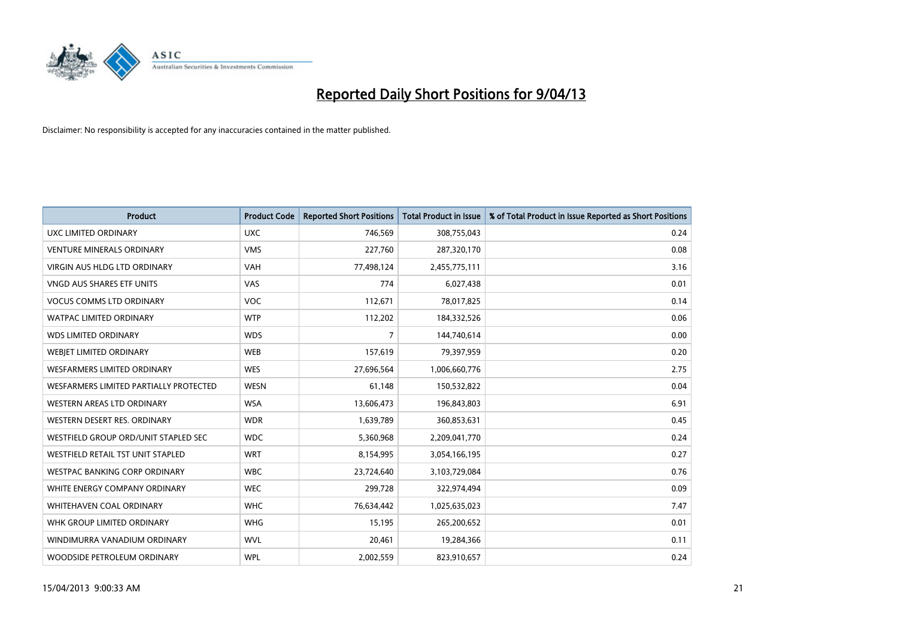# Reported Daily Short Positions for 9/04/13

Disclaimer: No responsibility is accepted for any inaccuracies contained in the matter published.

| Product | Product Code | Reported Short Positions | Total Product in Issue | % of Total Product in Issue Reported as Short Positions |
|---|---|---|---|---|
| UXC LIMITED ORDINARY | UXC | 746,569 | 308,755,043 | 0.24 |
| VENTURE MINERALS ORDINARY | VMS | 227,760 | 287,320,170 | 0.08 |
| VIRGIN AUS HLDG LTD ORDINARY | VAH | 77,498,124 | 2,455,775,111 | 3.16 |
| VNGD AUS SHARES ETF UNITS | VAS | 774 | 6,027,438 | 0.01 |
| VOCUS COMMS LTD ORDINARY | VOC | 112,671 | 78,017,825 | 0.14 |
| WATPAC LIMITED ORDINARY | WTP | 112,202 | 184,332,526 | 0.06 |
| WDS LIMITED ORDINARY | WDS | 7 | 144,740,614 | 0.00 |
| WEBJET LIMITED ORDINARY | WEB | 157,619 | 79,397,959 | 0.20 |
| WESFARMERS LIMITED ORDINARY | WES | 27,696,564 | 1,006,660,776 | 2.75 |
| WESFARMERS LIMITED PARTIALLY PROTECTED | WESN | 61,148 | 150,532,822 | 0.04 |
| WESTERN AREAS LTD ORDINARY | WSA | 13,606,473 | 196,843,803 | 6.91 |
| WESTERN DESERT RES. ORDINARY | WDR | 1,639,789 | 360,853,631 | 0.45 |
| WESTFIELD GROUP ORD/UNIT STAPLED SEC | WDC | 5,360,968 | 2,209,041,770 | 0.24 |
| WESTFIELD RETAIL TST UNIT STAPLED | WRT | 8,154,995 | 3,054,166,195 | 0.27 |
| WESTPAC BANKING CORP ORDINARY | WBC | 23,724,640 | 3,103,729,084 | 0.76 |
| WHITE ENERGY COMPANY ORDINARY | WEC | 299,728 | 322,974,494 | 0.09 |
| WHITEHAVEN COAL ORDINARY | WHC | 76,634,442 | 1,025,635,023 | 7.47 |
| WHK GROUP LIMITED ORDINARY | WHG | 15,195 | 265,200,652 | 0.01 |
| WINDIMURRA VANADIUM ORDINARY | WVL | 20,461 | 19,284,366 | 0.11 |
| WOODSIDE PETROLEUM ORDINARY | WPL | 2,002,559 | 823,910,657 | 0.24 |

15/04/2013 9:00:33 AM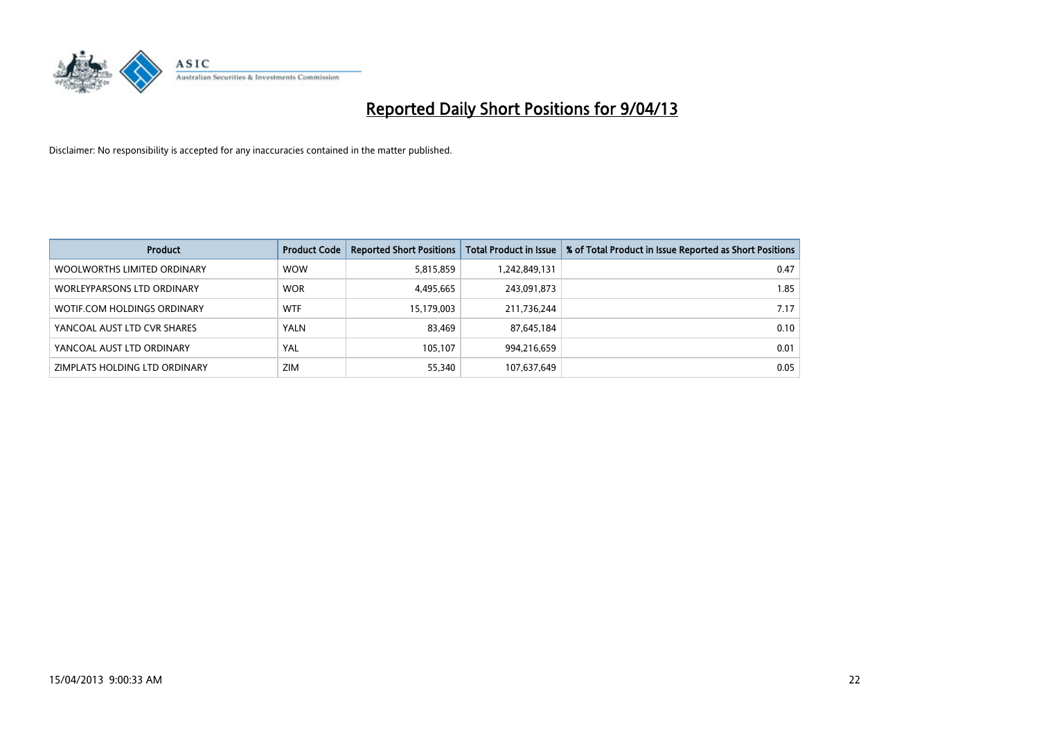# Reported Daily Short Positions for 9/04/13

Disclaimer: No responsibility is accepted for any inaccuracies contained in the matter published.

| Product | Product Code | Reported Short Positions | Total Product in Issue | % of Total Product in Issue Reported as Short Positions |
|---|---|---|---|---|
| WOOLWORTHS LIMITED ORDINARY | WOW | 5,815,859 | 1,242,849,131 | 0.47 |
| WORLEYPARSONS LTD ORDINARY | WOR | 4,495,665 | 243,091,873 | 1.85 |
| WOTIF.COM HOLDINGS ORDINARY | WTF | 15,179,003 | 211,736,244 | 7.17 |
| YANCOAL AUST LTD CVR SHARES | YALN | 83,469 | 87,645,184 | 0.10 |
| YANCOAL AUST LTD ORDINARY | YAL | 105,107 | 994,216,659 | 0.01 |
| ZIMPLATS HOLDING LTD ORDINARY | ZIM | 55,340 | 107,637,649 | 0.05 |

15/04/2013 9:00:33 AM